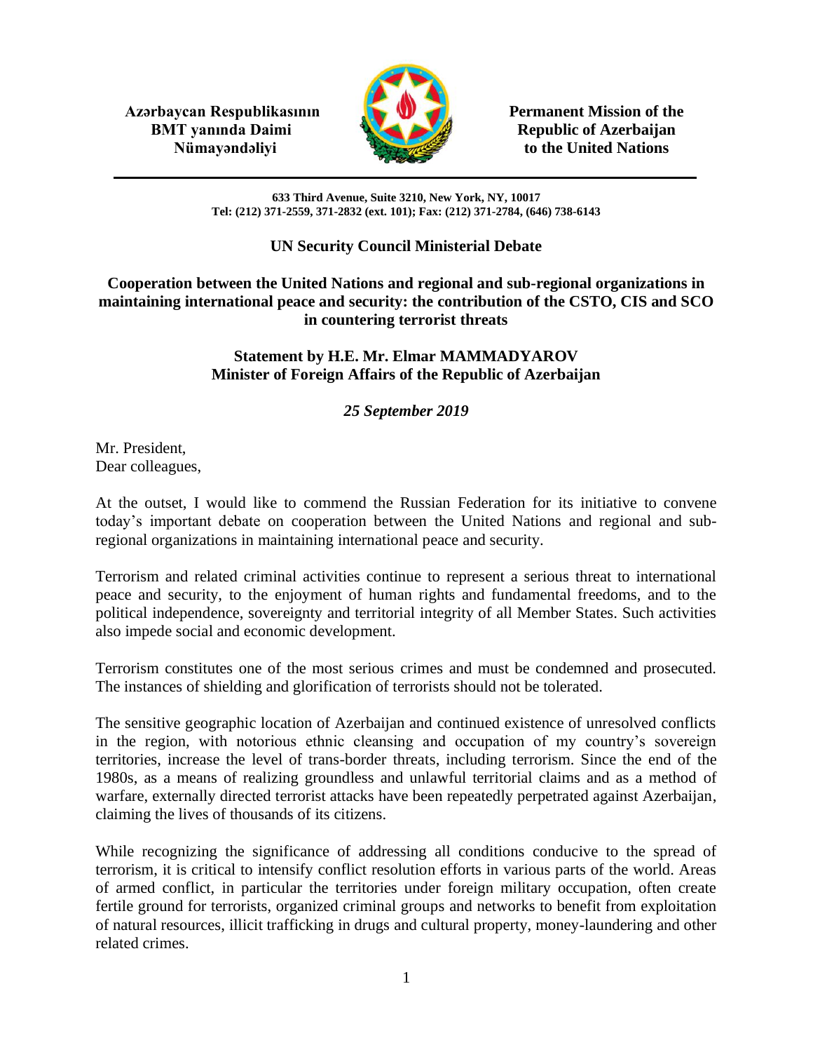**Azərbaycan Respublikasının BMT yanında Daimi Nümayəndəliyi**

**Permanent Mission of the Republic of Azerbaijan to the United Nations**

**633 Third Avenue, Suite 3210, New York, NY, 10017**
**Tel: (212) 371-2559, 371-2832 (ext. 101); Fax: (212) 371-2784, (646) 738-6143**

## UN Security Council Ministerial Debate

## Cooperation between the United Nations and regional and sub-regional organizations in maintaining international peace and security: the contribution of the CSTO, CIS and SCO in countering terrorist threats

### Statement by H.E. Mr. Elmar MAMMADYAROV
### Minister of Foreign Affairs of the Republic of Azerbaijan

***25 September 2019***

Mr. President,
Dear colleagues,

At the outset, I would like to commend the Russian Federation for its initiative to convene today's important debate on cooperation between the United Nations and regional and sub-regional organizations in maintaining international peace and security.

Terrorism and related criminal activities continue to represent a serious threat to international peace and security, to the enjoyment of human rights and fundamental freedoms, and to the political independence, sovereignty and territorial integrity of all Member States. Such activities also impede social and economic development.

Terrorism constitutes one of the most serious crimes and must be condemned and prosecuted. The instances of shielding and glorification of terrorists should not be tolerated.

The sensitive geographic location of Azerbaijan and continued existence of unresolved conflicts in the region, with notorious ethnic cleansing and occupation of my country's sovereign territories, increase the level of trans-border threats, including terrorism. Since the end of the 1980s, as a means of realizing groundless and unlawful territorial claims and as a method of warfare, externally directed terrorist attacks have been repeatedly perpetrated against Azerbaijan, claiming the lives of thousands of its citizens.

While recognizing the significance of addressing all conditions conducive to the spread of terrorism, it is critical to intensify conflict resolution efforts in various parts of the world. Areas of armed conflict, in particular the territories under foreign military occupation, often create fertile ground for terrorists, organized criminal groups and networks to benefit from exploitation of natural resources, illicit trafficking in drugs and cultural property, money-laundering and other related crimes.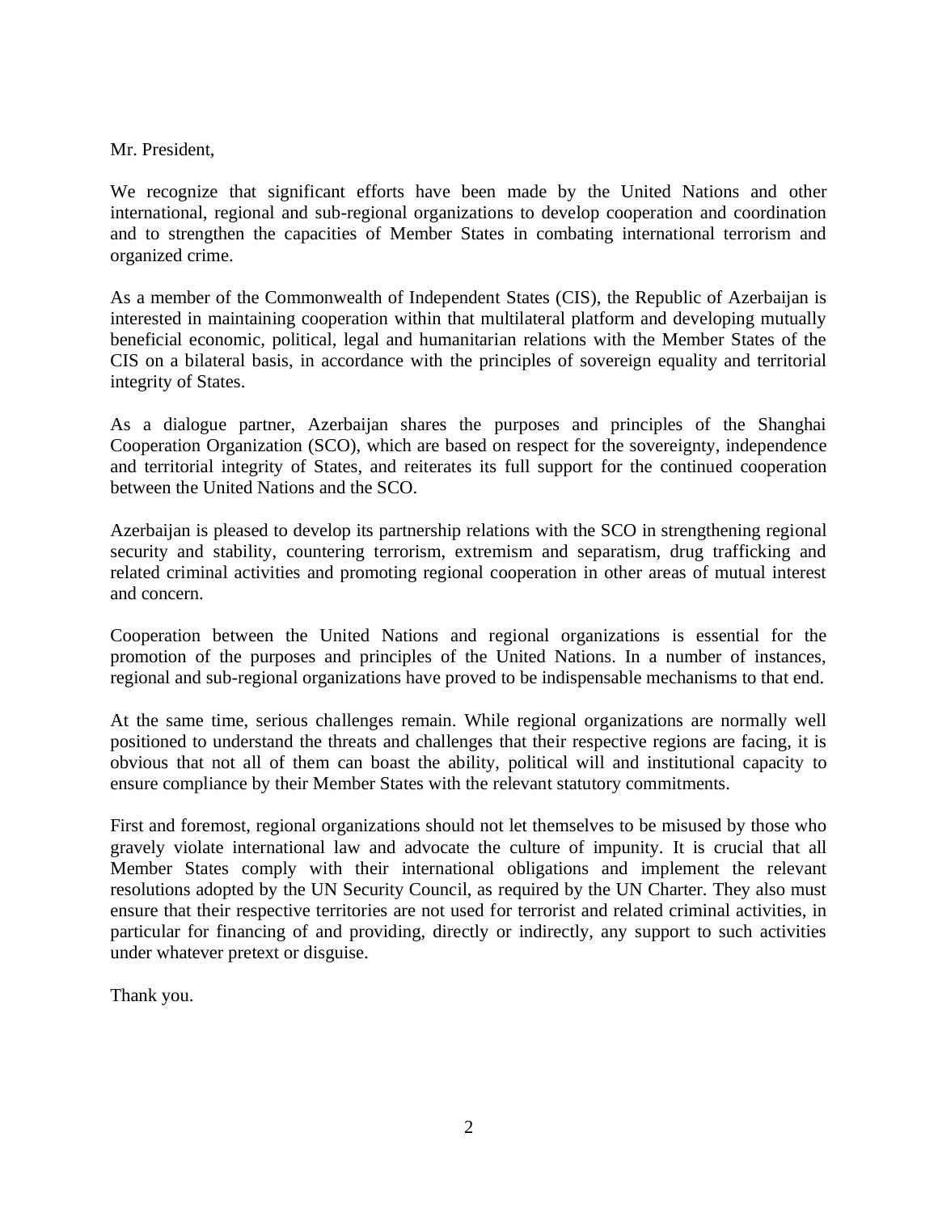Mr. President,

We recognize that significant efforts have been made by the United Nations and other international, regional and sub-regional organizations to develop cooperation and coordination and to strengthen the capacities of Member States in combating international terrorism and organized crime.

As a member of the Commonwealth of Independent States (CIS), the Republic of Azerbaijan is interested in maintaining cooperation within that multilateral platform and developing mutually beneficial economic, political, legal and humanitarian relations with the Member States of the CIS on a bilateral basis, in accordance with the principles of sovereign equality and territorial integrity of States.

As a dialogue partner, Azerbaijan shares the purposes and principles of the Shanghai Cooperation Organization (SCO), which are based on respect for the sovereignty, independence and territorial integrity of States, and reiterates its full support for the continued cooperation between the United Nations and the SCO.

Azerbaijan is pleased to develop its partnership relations with the SCO in strengthening regional security and stability, countering terrorism, extremism and separatism, drug trafficking and related criminal activities and promoting regional cooperation in other areas of mutual interest and concern.

Cooperation between the United Nations and regional organizations is essential for the promotion of the purposes and principles of the United Nations. In a number of instances, regional and sub-regional organizations have proved to be indispensable mechanisms to that end.

At the same time, serious challenges remain. While regional organizations are normally well positioned to understand the threats and challenges that their respective regions are facing, it is obvious that not all of them can boast the ability, political will and institutional capacity to ensure compliance by their Member States with the relevant statutory commitments.

First and foremost, regional organizations should not let themselves to be misused by those who gravely violate international law and advocate the culture of impunity. It is crucial that all Member States comply with their international obligations and implement the relevant resolutions adopted by the UN Security Council, as required by the UN Charter. They also must ensure that their respective territories are not used for terrorist and related criminal activities, in particular for financing of and providing, directly or indirectly, any support to such activities under whatever pretext or disguise.

Thank you.